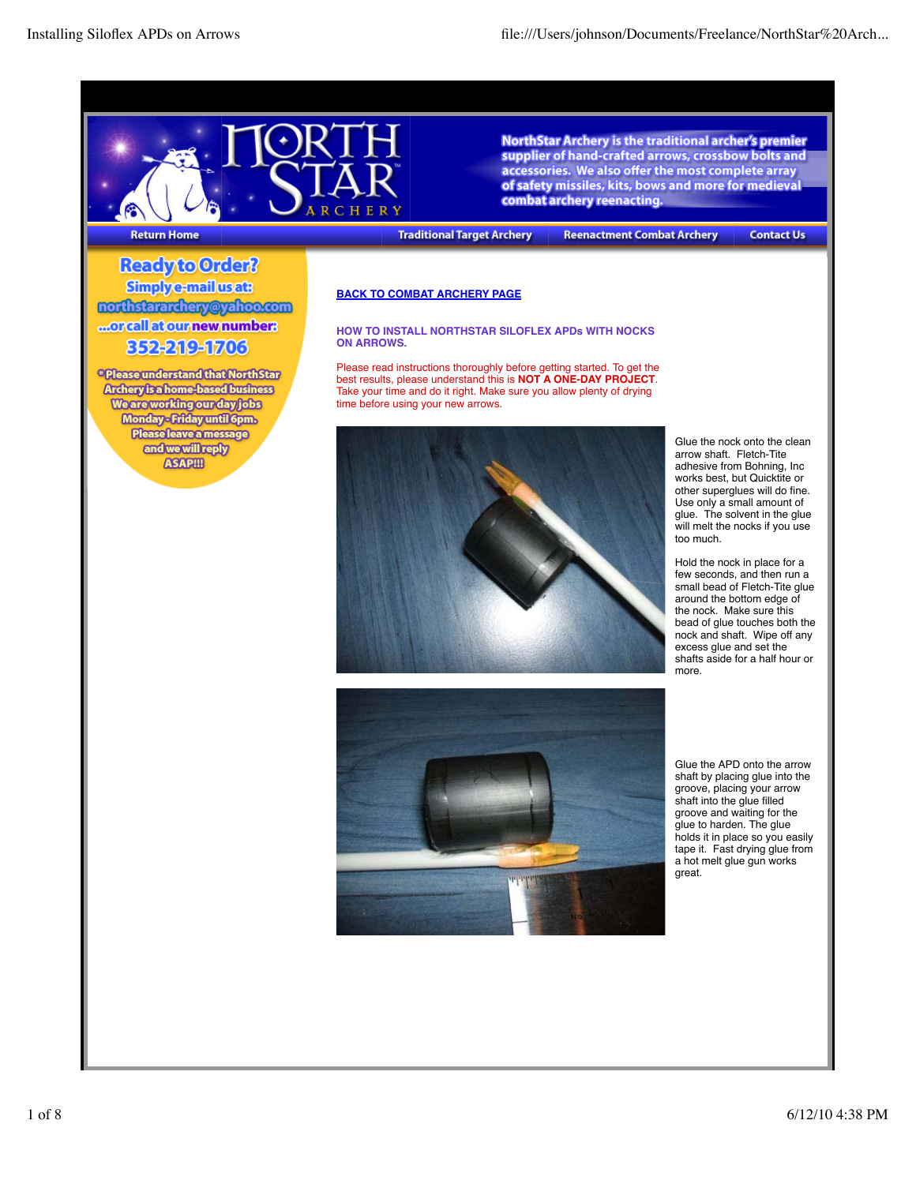NorthStar Archery is the traditional archer's premier supplier of hand-crafted arrows, crossbow bolts and accessories. We also offer the most complete array of safety missiles, kits, bows and more for medieval combat archery reenacting.

Return Home | Traditional Target Archery | Reenactment Combat Archery | Contact Us

**Ready to Order?**
**Simply e-mail us at:**
**northstararchery@yahoo.com**
**...or call at our new number:**
**352-219-1706**

*Please understand that NorthStar Archery is a home-based business. We are working our day jobs Monday - Friday until 6pm. Please leave a message and we will reply ASAP!!!

**BACK TO COMBAT ARCHERY PAGE**

**HOW TO INSTALL NORTHSTAR SILOFLEX APDs WITH NOCKS ON ARROWS.**

Please read instructions thoroughly before getting started. To get the best results, please understand this is **NOT A ONE-DAY PROJECT**. Take your time and do it right. Make sure you allow plenty of drying time before using your new arrows.

Glue the nock onto the clean arrow shaft. Fletch-Tite adhesive from Bohning, Inc works best, but Quicktite or other superglues will do fine. Use only a small amount of glue. The solvent in the glue will melt the nocks if you use too much.

Hold the nock in place for a few seconds, and then run a small bead of Fletch-Tite glue around the bottom edge of the nock. Make sure this bead of glue touches both the nock and shaft. Wipe off any excess glue and set the shafts aside for a half hour or more.

Glue the APD onto the arrow shaft by placing glue into the groove, placing your arrow shaft into the glue filled groove and waiting for the glue to harden. The glue holds it in place so you easily tape it. Fast drying glue from a hot melt glue gun works great.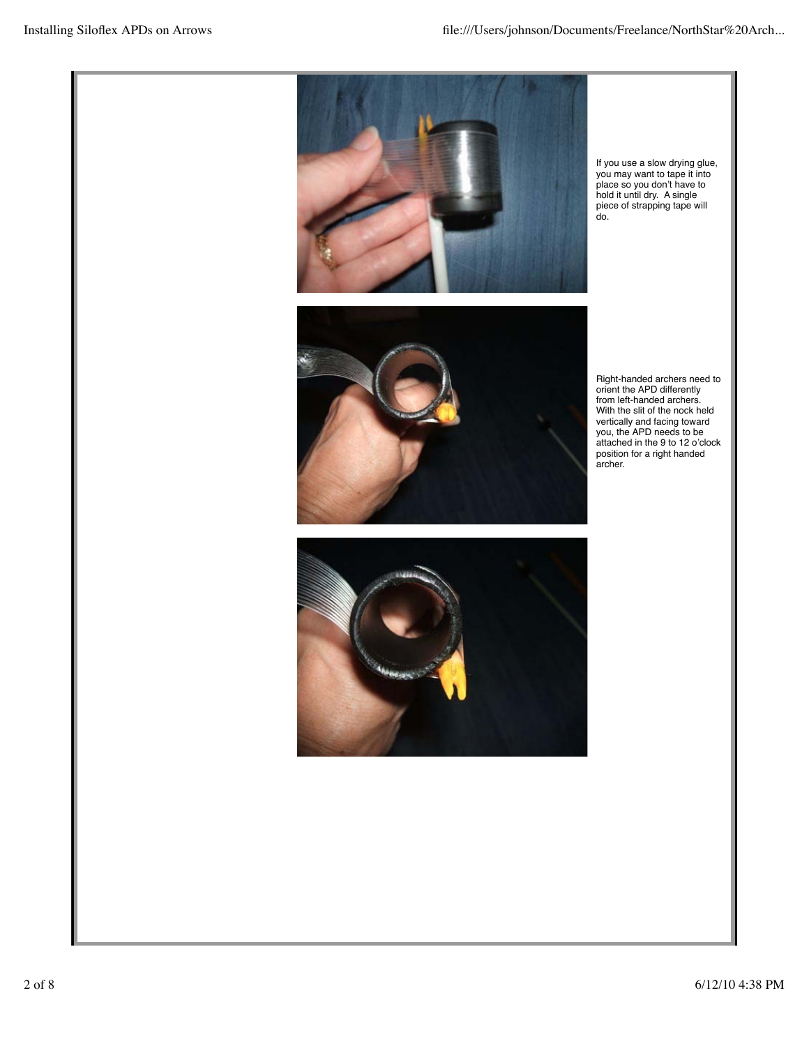If you use a slow drying glue, you may want to tape it into place so you don't have to hold it until dry. A single piece of strapping tape will do.

Right-handed archers need to orient the APD differently from left-handed archers. With the slit of the nock held vertically and facing toward you, the APD needs to be attached in the 9 to 12 o'clock position for a right handed archer.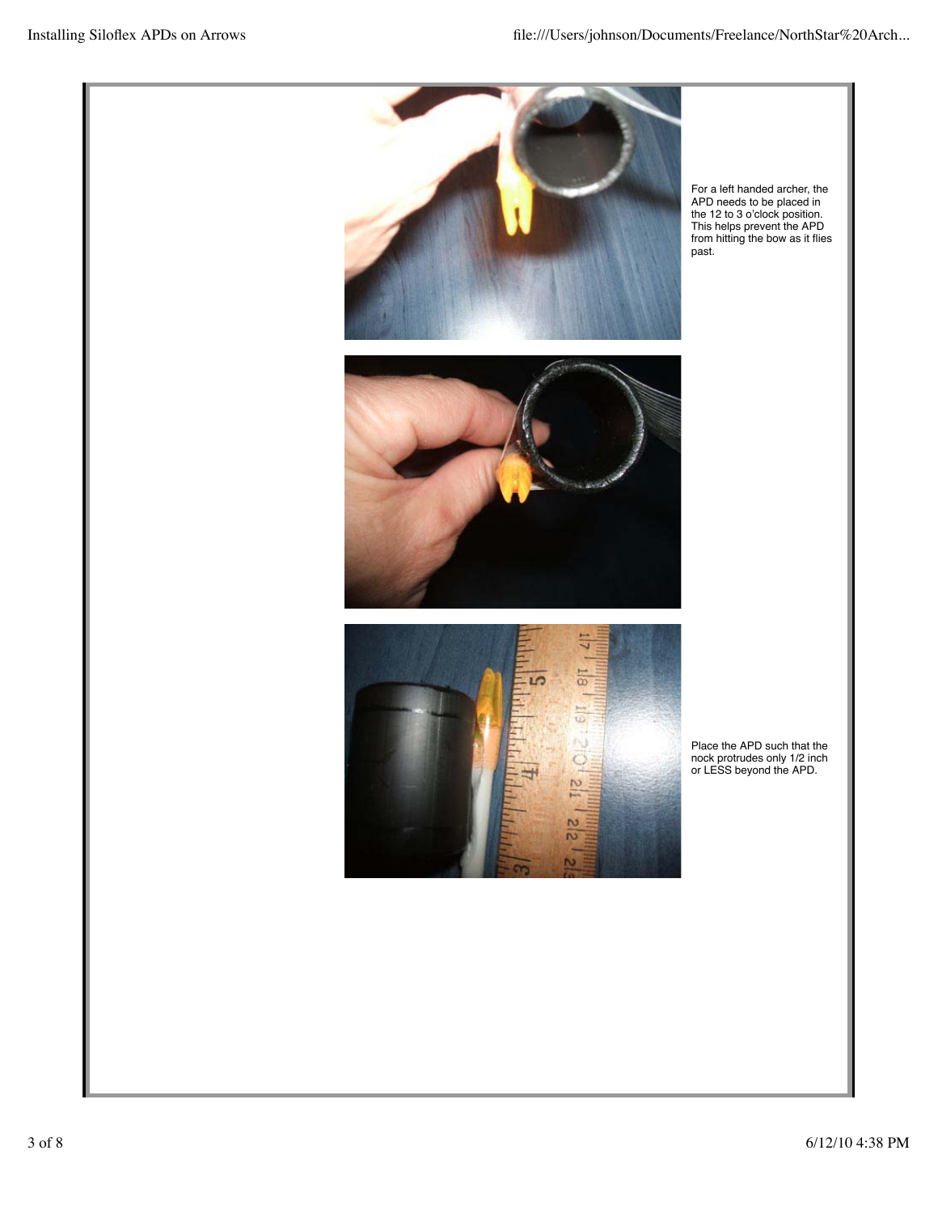For a left handed archer, the APD needs to be placed in the 12 to 3 o'clock position. This helps prevent the APD from hitting the bow as it flies past.

Place the APD such that the nock protrudes only 1/2 inch or LESS beyond the APD.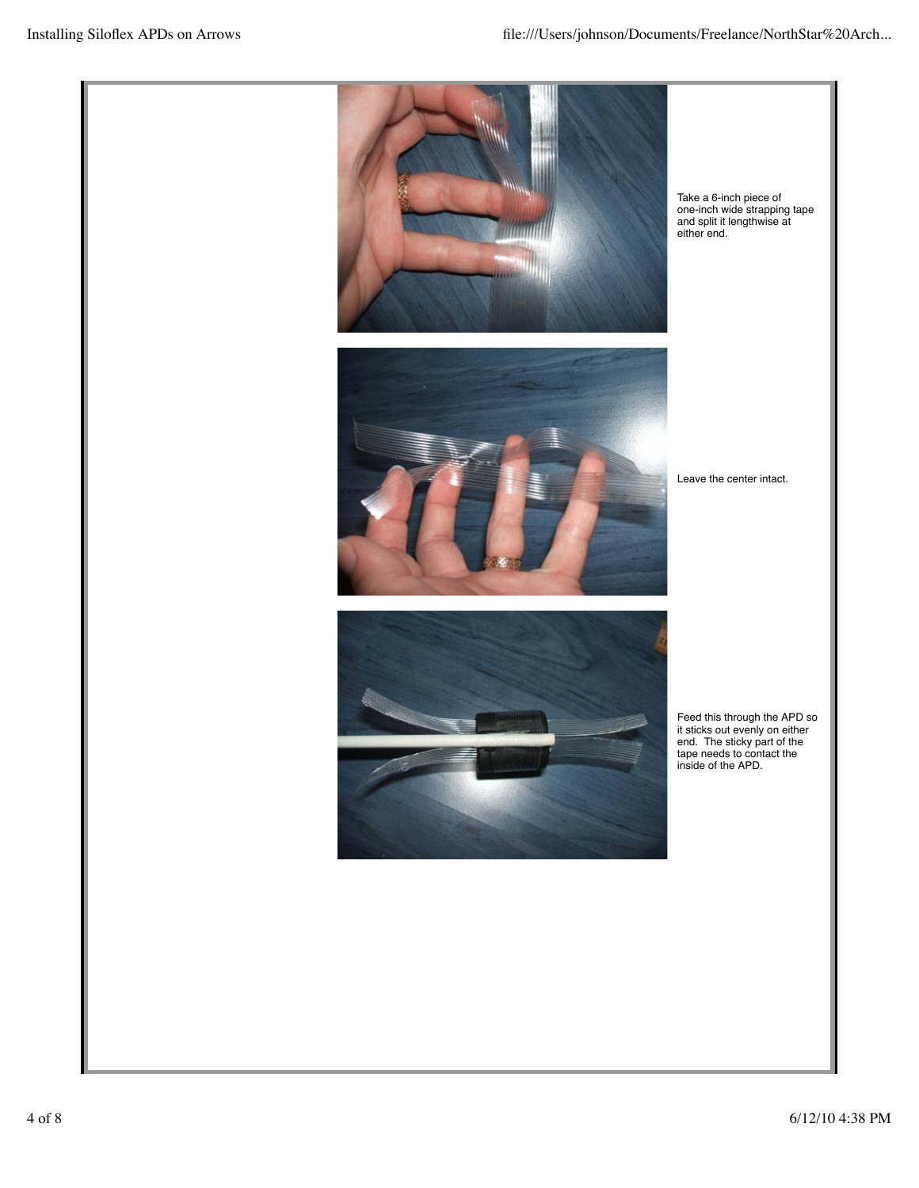Take a 6-inch piece of one-inch wide strapping tape and split it lengthwise at either end.

Leave the center intact.

Feed this through the APD so it sticks out evenly on either end. The sticky part of the tape needs to contact the inside of the APD.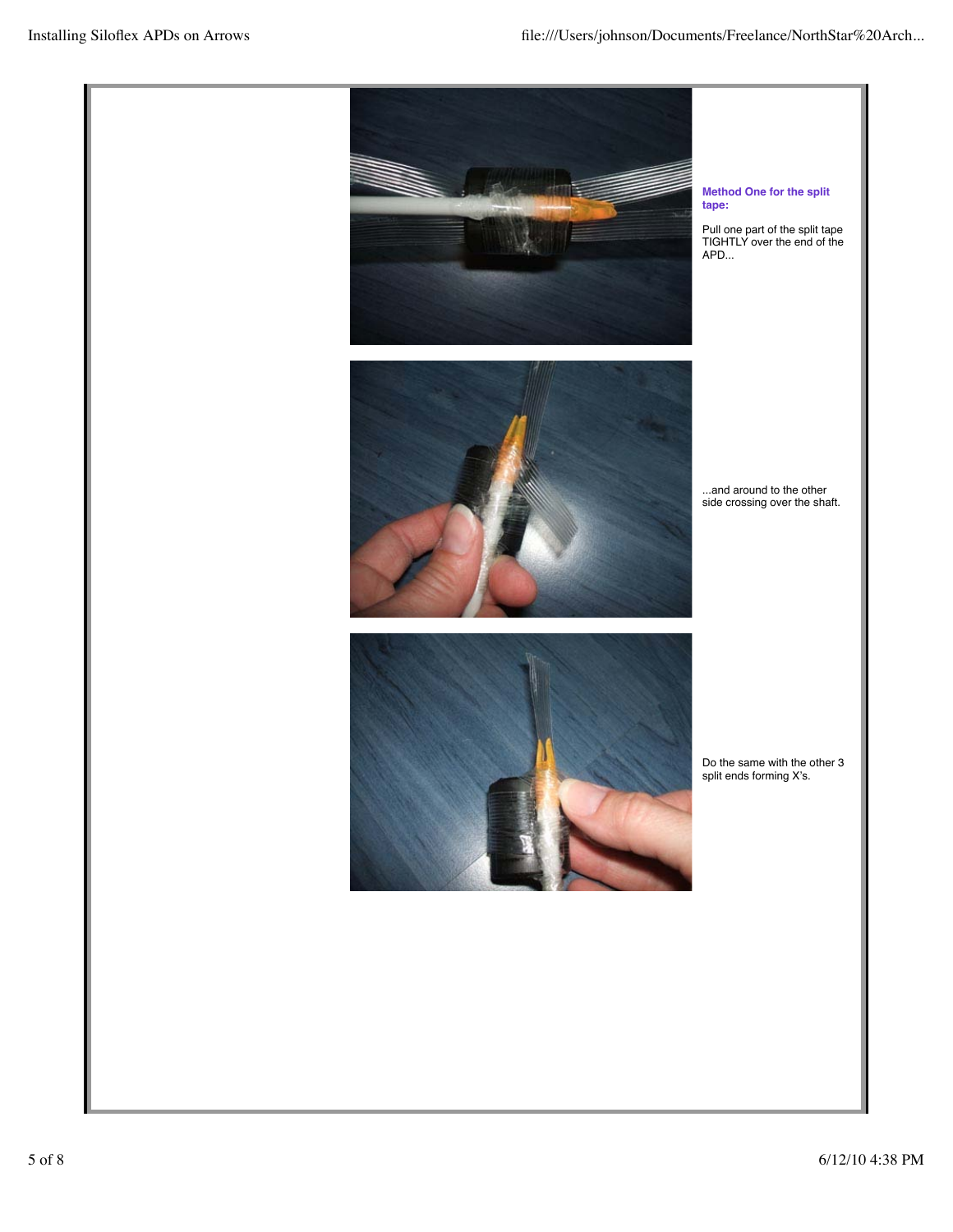**Method One for the split tape:**

Pull one part of the split tape TIGHTLY over the end of the APD...

...and around to the other side crossing over the shaft.

Do the same with the other 3 split ends forming X's.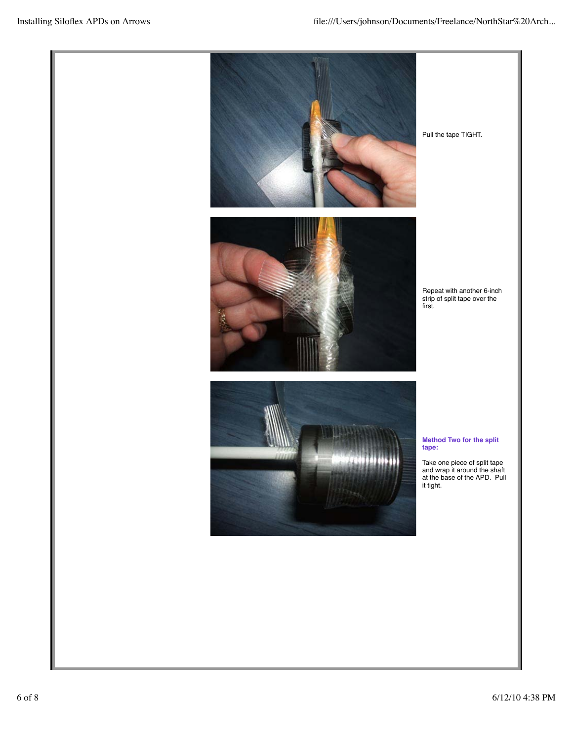Pull the tape TIGHT.

Repeat with another 6-inch strip of split tape over the first.

**Method Two for the split tape:**

Take one piece of split tape and wrap it around the shaft at the base of the APD. Pull it tight.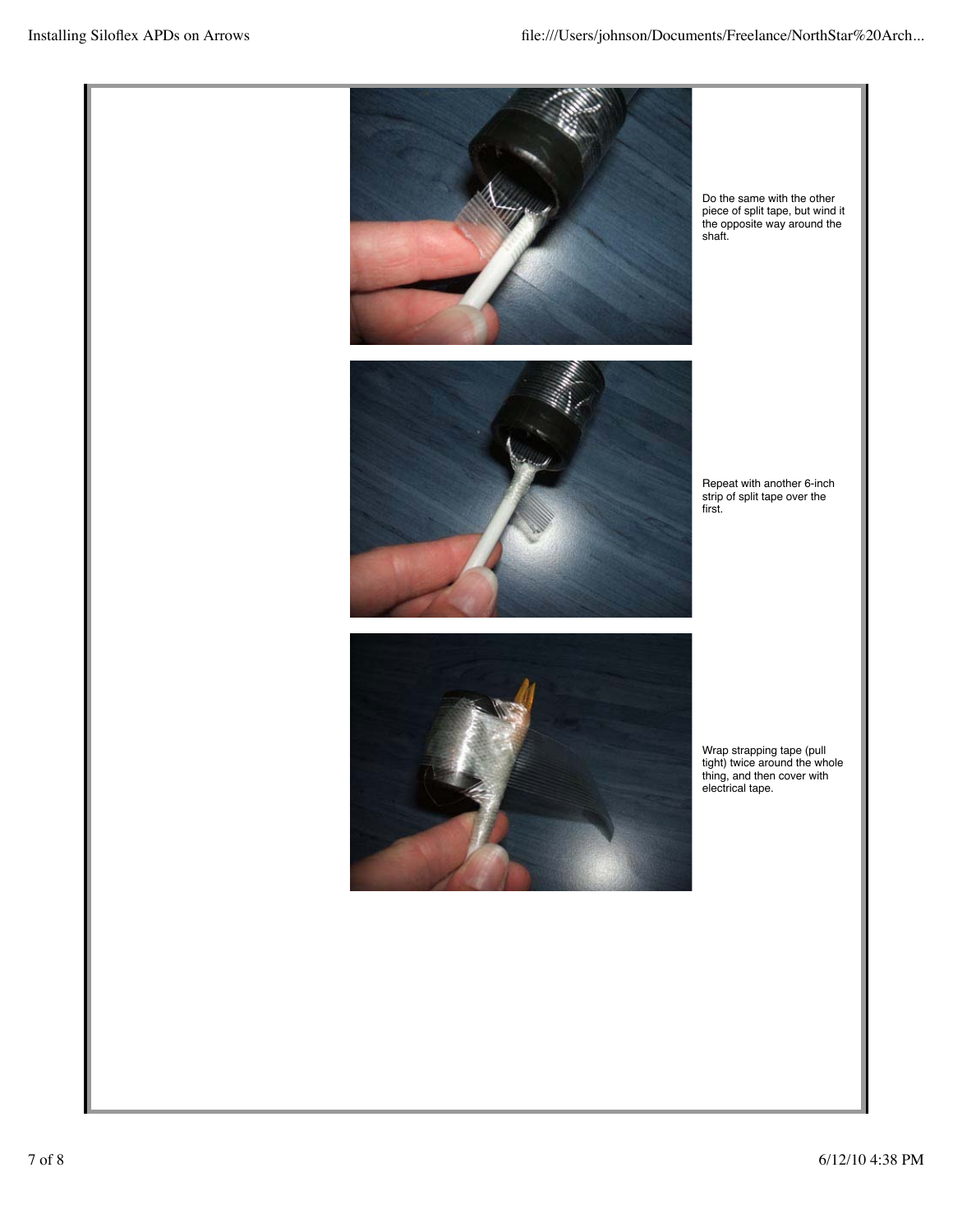Do the same with the other piece of split tape, but wind it the opposite way around the shaft.

Repeat with another 6-inch strip of split tape over the first.

Wrap strapping tape (pull tight) twice around the whole thing, and then cover with electrical tape.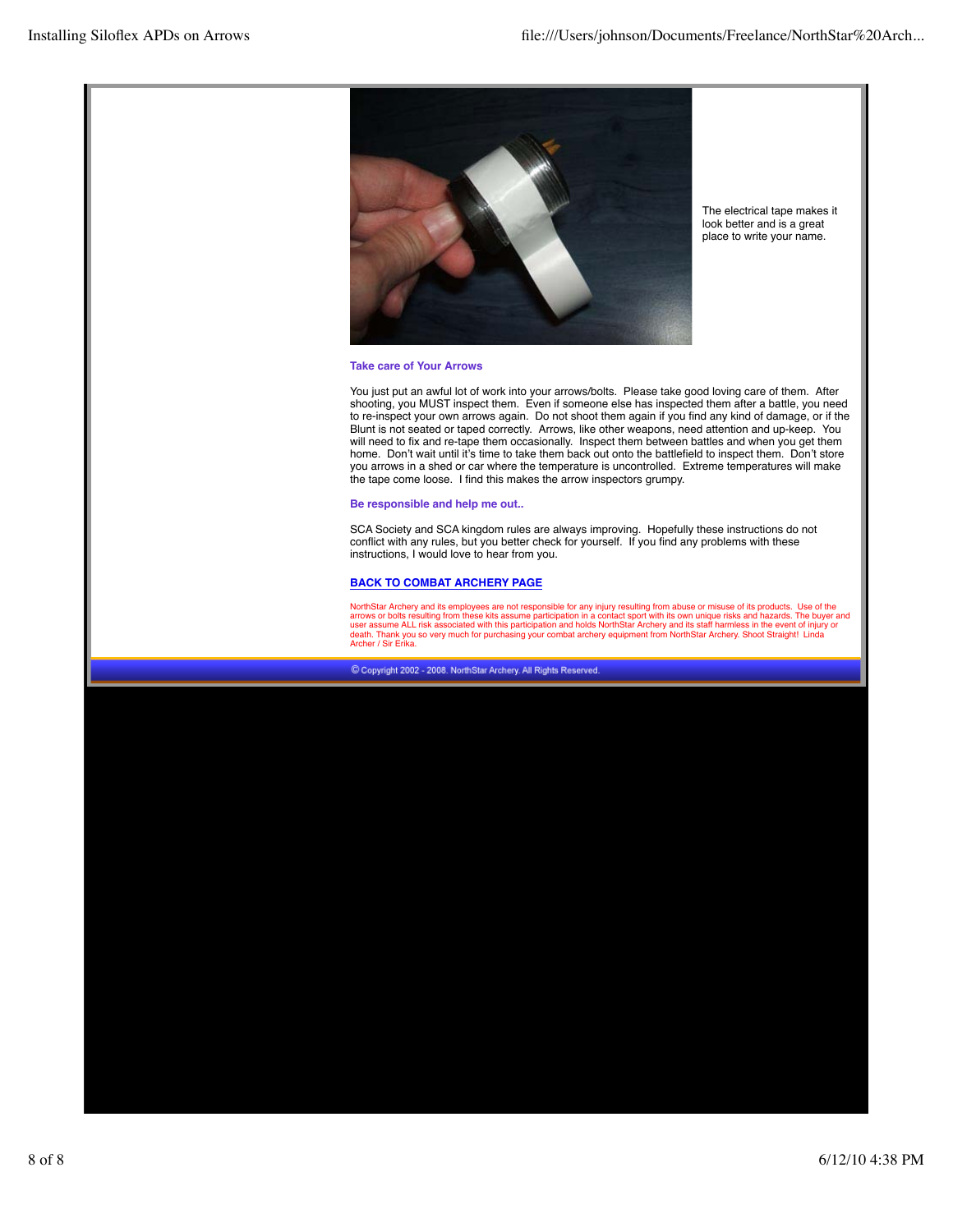The electrical tape makes it look better and is a great place to write your name.

### Take care of Your Arrows

You just put an awful lot of work into your arrows/bolts. Please take good loving care of them. After shooting, you MUST inspect them. Even if someone else has inspected them after a battle, you need to re-inspect your own arrows again. Do not shoot them again if you find any kind of damage, or if the Blunt is not seated or taped correctly. Arrows, like other weapons, need attention and up-keep. You will need to fix and re-tape them occasionally. Inspect them between battles and when you get them home. Don't wait until it's time to take them back out onto the battlefield to inspect them. Don't store you arrows in a shed or car where the temperature is uncontrolled. Extreme temperatures will make the tape come loose. I find this makes the arrow inspectors grumpy.

### Be responsible and help me out..

SCA Society and SCA kingdom rules are always improving. Hopefully these instructions do not conflict with any rules, but you better check for yourself. If you find any problems with these instructions, I would love to hear from you.

**BACK TO COMBAT ARCHERY PAGE**

NorthStar Archery and its employees are not responsible for any injury resulting from abuse or misuse of its products. Use of the arrows or bolts resulting from these kits assume participation in a contact sport with its own unique risks and hazards. The buyer and user assume ALL risk associated with this participation and holds NorthStar Archery and its staff harmless in the event of injury or death. Thank you so very much for purchasing your combat archery equipment from NorthStar Archery. Shoot Straight! Linda Archer / Sir Erika.

© Copyright 2002 - 2008. NorthStar Archery. All Rights Reserved.